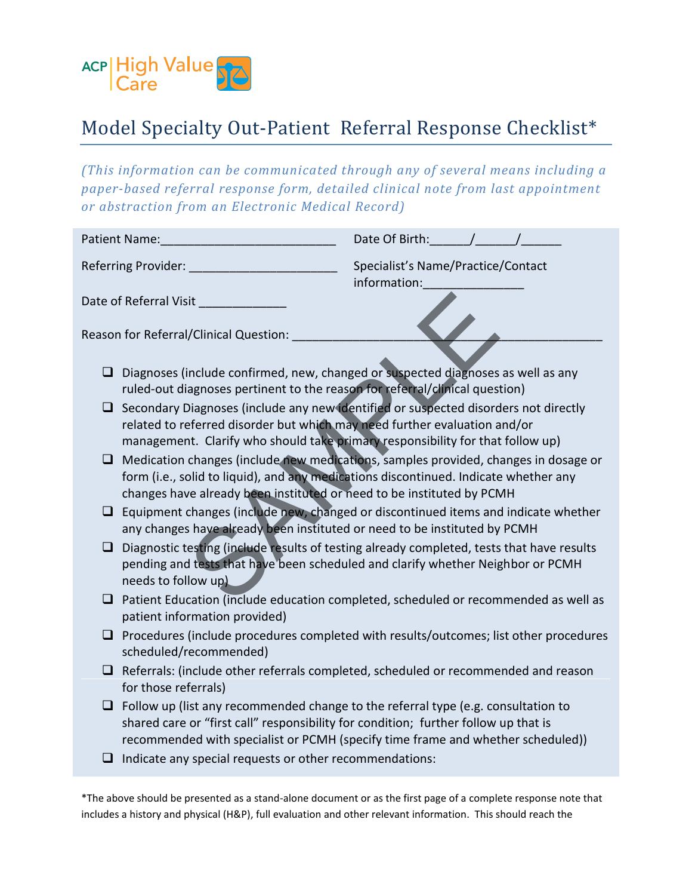ACP | High Value Care

# Model Specialty Out-Patient Referral Response Checklist*

*(This information can be communicated through any of several means including a paper-based referral response form, detailed clinical note from last appointment or abstraction from an Electronic Medical Record)*

Patient Name:__________________________ Date Of Birth:______/______/______

Referring Provider: ______________________ Specialist's Name/Practice/Contact information:_______________

Date of Referral Visit _____________

Reason for Referral/Clinical Question: ______________________________________________

- ☐ Diagnoses (include confirmed, new, changed or suspected diagnoses as well as any ruled-out diagnoses pertinent to the reason for referral/clinical question)
- ☐ Secondary Diagnoses (include any new identified or suspected disorders not directly related to referred disorder but which may need further evaluation and/or management. Clarify who should take primary responsibility for that follow up)
- ☐ Medication changes (include new medications, samples provided, changes in dosage or form (i.e., solid to liquid), and any medications discontinued. Indicate whether any changes have already been instituted or need to be instituted by PCMH
- ☐ Equipment changes (include new, changed or discontinued items and indicate whether any changes have already been instituted or need to be instituted by PCMH
- ☐ Diagnostic testing (include results of testing already completed, tests that have results pending and tests that have been scheduled and clarify whether Neighbor or PCMH needs to follow up)
- ☐ Patient Education (include education completed, scheduled or recommended as well as patient information provided)
- ☐ Procedures (include procedures completed with results/outcomes; list other procedures scheduled/recommended)
- ☐ Referrals: (include other referrals completed, scheduled or recommended and reason for those referrals)
- ☐ Follow up (list any recommended change to the referral type (e.g. consultation to shared care or "first call" responsibility for condition; further follow up that is recommended with specialist or PCMH (specify time frame and whether scheduled))
- ☐ Indicate any special requests or other recommendations:

*The above should be presented as a stand-alone document or as the first page of a complete response note that includes a history and physical (H&P), full evaluation and other relevant information. This should reach the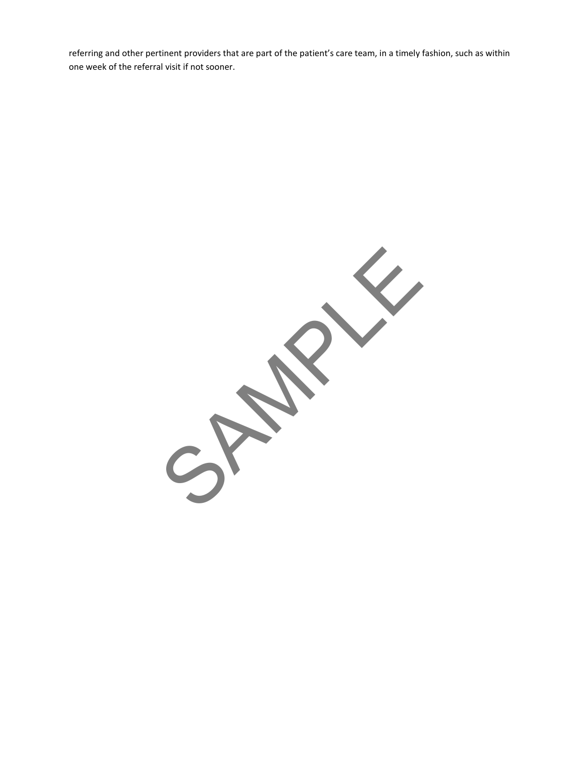referring and other pertinent providers that are part of the patient's care team, in a timely fashion, such as within one week of the referral visit if not sooner.

SAMPLE